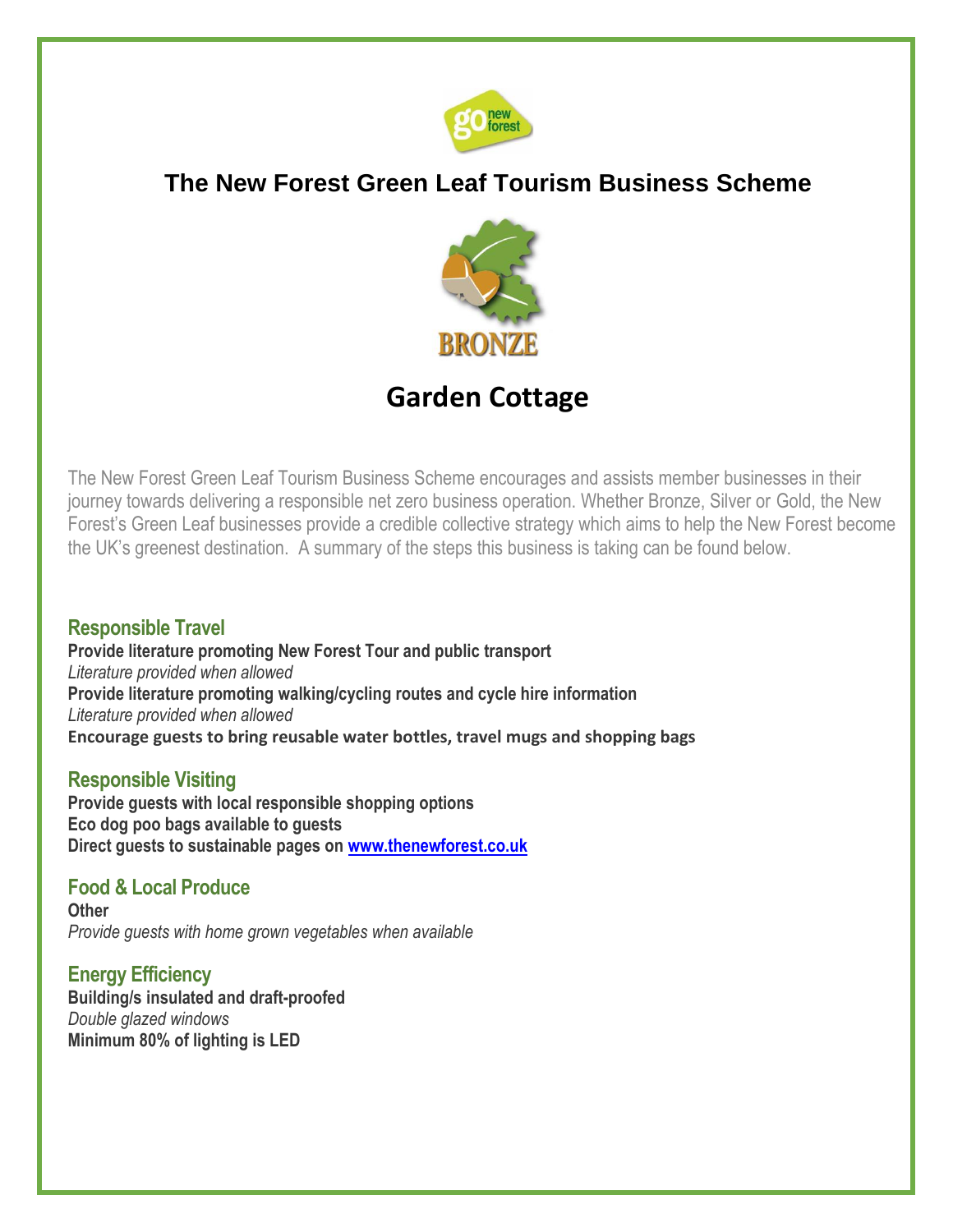# The New Forest Green Leaf Tourism Business Scheme

BRONZE

## Garden Cottage

The New Forest Green Leaf Tourism Business Scheme encourages and assists member businesses in their journey towards delivering a responsible net zero business operation. Whether Bronze, Silver or Gold, the New Forest's Green Leaf businesses provide a credible collective strategy which aims to help the New Forest become the UK's greenest destination. A summary of the steps this business is taking can be found below.

### Responsible Travel

**Provide literature promoting New Forest Tour and public transport**
*Literature provided when allowed*
**Provide literature promoting walking/cycling routes and cycle hire information**
*Literature provided when allowed*
**Encourage guests to bring reusable water bottles, travel mugs and shopping bags**

### Responsible Visiting

**Provide guests with local responsible shopping options**
**Eco dog poo bags available to guests**
**Direct guests to sustainable pages on [www.thenewforest.co.uk](http://www.thenewforest.co.uk)**

### Food & Local Produce

**Other**
*Provide guests with home grown vegetables when available*

### Energy Efficiency

**Building/s insulated and draft-proofed**
*Double glazed windows*
**Minimum 80% of lighting is LED**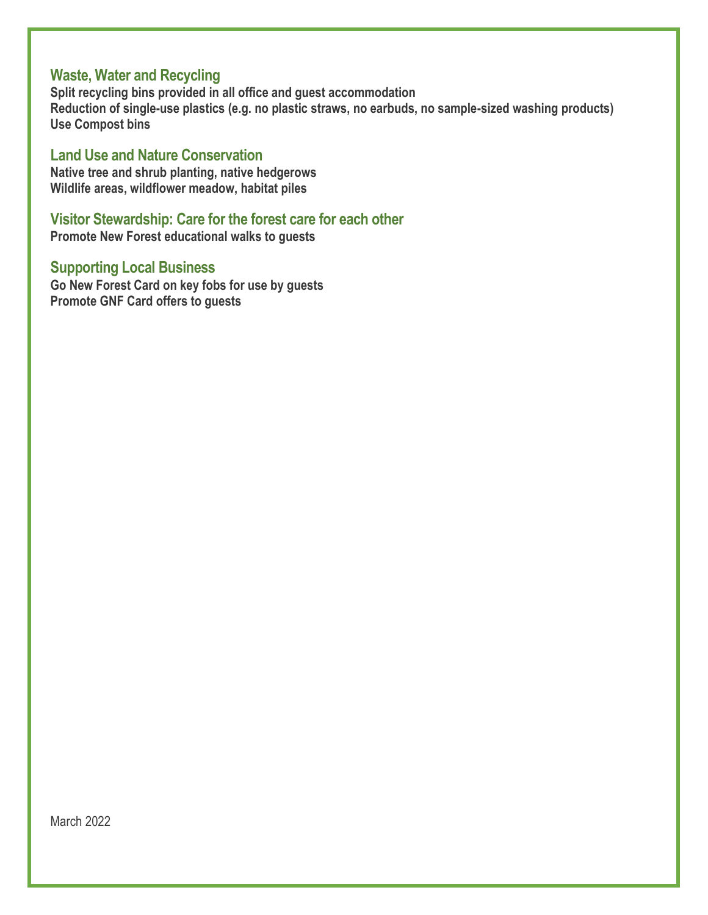## Waste, Water and Recycling

**Split recycling bins provided in all office and guest accommodation**
**Reduction of single-use plastics (e.g. no plastic straws, no earbuds, no sample-sized washing products)**
**Use Compost bins**

## Land Use and Nature Conservation

**Native tree and shrub planting, native hedgerows**
**Wildlife areas, wildflower meadow, habitat piles**

## Visitor Stewardship: Care for the forest care for each other

**Promote New Forest educational walks to guests**

## Supporting Local Business

**Go New Forest Card on key fobs for use by guests**
**Promote GNF Card offers to guests**

March 2022